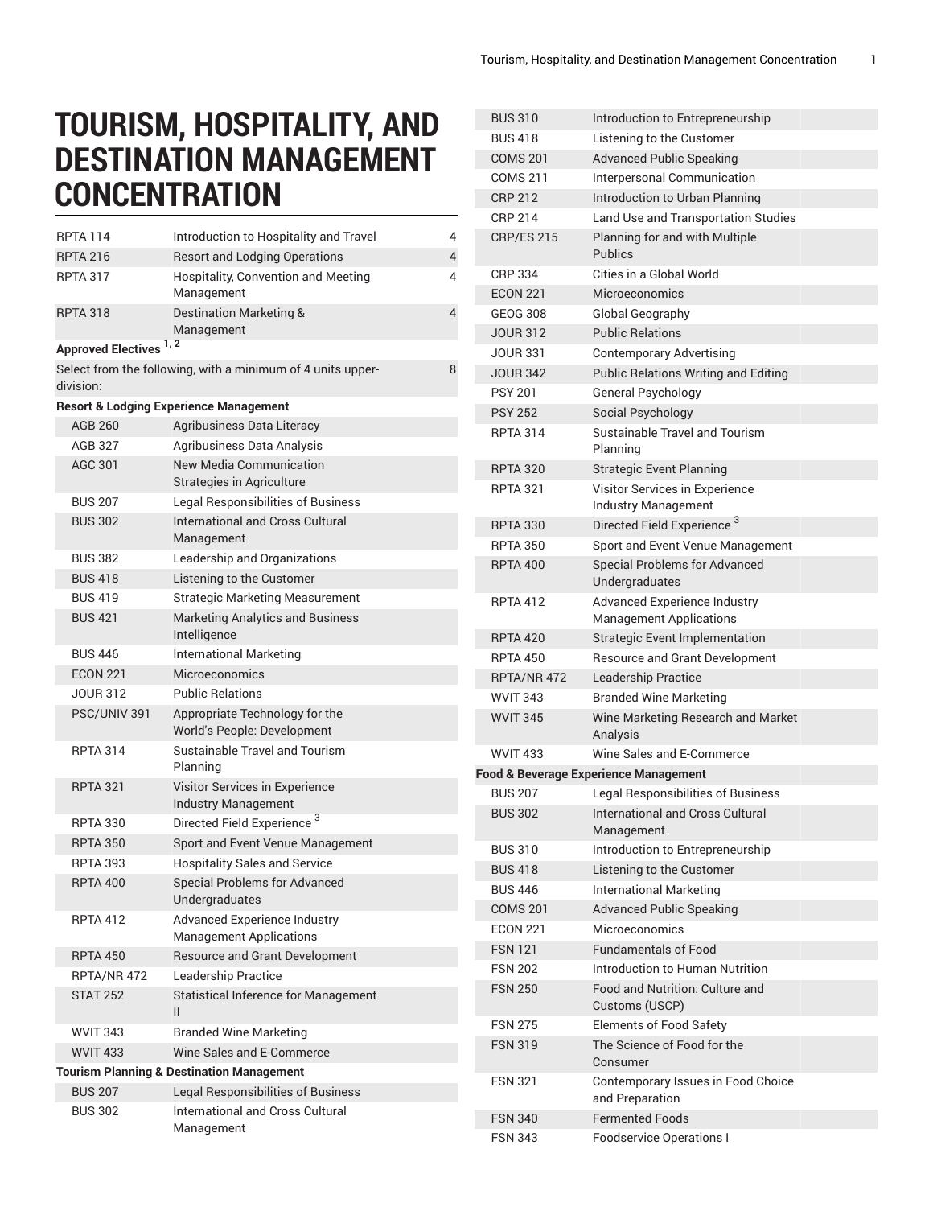# TOURISM, HOSPITALITY, AND DESTINATION MANAGEMENT CONCENTRATION

| | | |
|---|---|---|
| RPTA 114 | Introduction to Hospitality and Travel | 4 |
| RPTA 216 | Resort and Lodging Operations | 4 |
| RPTA 317 | Hospitality, Convention and Meeting Management | 4 |
| RPTA 318 | Destination Marketing & Management | 4 |
| **Approved Electives** [1, 2] | | |
| Select from the following, with a minimum of 4 units upper-division: | | 8 |
| **Resort & Lodging Experience Management** | | |
| AGB 260 | Agribusiness Data Literacy | |
| AGB 327 | Agribusiness Data Analysis | |
| AGC 301 | New Media Communication Strategies in Agriculture | |
| BUS 207 | Legal Responsibilities of Business | |
| BUS 302 | International and Cross Cultural Management | |
| BUS 382 | Leadership and Organizations | |
| BUS 418 | Listening to the Customer | |
| BUS 419 | Strategic Marketing Measurement | |
| BUS 421 | Marketing Analytics and Business Intelligence | |
| BUS 446 | International Marketing | |
| ECON 221 | Microeconomics | |
| JOUR 312 | Public Relations | |
| PSC/UNIV 391 | Appropriate Technology for the World's People: Development | |
| RPTA 314 | Sustainable Travel and Tourism Planning | |
| RPTA 321 | Visitor Services in Experience Industry Management | |
| RPTA 330 | Directed Field Experience [3] | |
| RPTA 350 | Sport and Event Venue Management | |
| RPTA 393 | Hospitality Sales and Service | |
| RPTA 400 | Special Problems for Advanced Undergraduates | |
| RPTA 412 | Advanced Experience Industry Management Applications | |
| RPTA 450 | Resource and Grant Development | |
| RPTA/NR 472 | Leadership Practice | |
| STAT 252 | Statistical Inference for Management II | |
| WVIT 343 | Branded Wine Marketing | |
| WVIT 433 | Wine Sales and E-Commerce | |
| **Tourism Planning & Destination Management** | | |
| BUS 207 | Legal Responsibilities of Business | |
| BUS 302 | International and Cross Cultural Management | |
| BUS 310 | Introduction to Entrepreneurship | |
| BUS 418 | Listening to the Customer | |
| COMS 201 | Advanced Public Speaking | |
| COMS 211 | Interpersonal Communication | |
| CRP 212 | Introduction to Urban Planning | |
| CRP 214 | Land Use and Transportation Studies | |
| CRP/ES 215 | Planning for and with Multiple Publics | |
| CRP 334 | Cities in a Global World | |
| ECON 221 | Microeconomics | |
| GEOG 308 | Global Geography | |
| JOUR 312 | Public Relations | |
| JOUR 331 | Contemporary Advertising | |
| JOUR 342 | Public Relations Writing and Editing | |
| PSY 201 | General Psychology | |
| PSY 252 | Social Psychology | |
| RPTA 314 | Sustainable Travel and Tourism Planning | |
| RPTA 320 | Strategic Event Planning | |
| RPTA 321 | Visitor Services in Experience Industry Management | |
| RPTA 330 | Directed Field Experience [3] | |
| RPTA 350 | Sport and Event Venue Management | |
| RPTA 400 | Special Problems for Advanced Undergraduates | |
| RPTA 412 | Advanced Experience Industry Management Applications | |
| RPTA 420 | Strategic Event Implementation | |
| RPTA 450 | Resource and Grant Development | |
| RPTA/NR 472 | Leadership Practice | |
| WVIT 343 | Branded Wine Marketing | |
| WVIT 345 | Wine Marketing Research and Market Analysis | |
| WVIT 433 | Wine Sales and E-Commerce | |
| **Food & Beverage Experience Management** | | |
| BUS 207 | Legal Responsibilities of Business | |
| BUS 302 | International and Cross Cultural Management | |
| BUS 310 | Introduction to Entrepreneurship | |
| BUS 418 | Listening to the Customer | |
| BUS 446 | International Marketing | |
| COMS 201 | Advanced Public Speaking | |
| ECON 221 | Microeconomics | |
| FSN 121 | Fundamentals of Food | |
| FSN 202 | Introduction to Human Nutrition | |
| FSN 250 | Food and Nutrition: Culture and Customs (USCP) | |
| FSN 275 | Elements of Food Safety | |
| FSN 319 | The Science of Food for the Consumer | |
| FSN 321 | Contemporary Issues in Food Choice and Preparation | |
| FSN 340 | Fermented Foods | |
| FSN 343 | Foodservice Operations I | |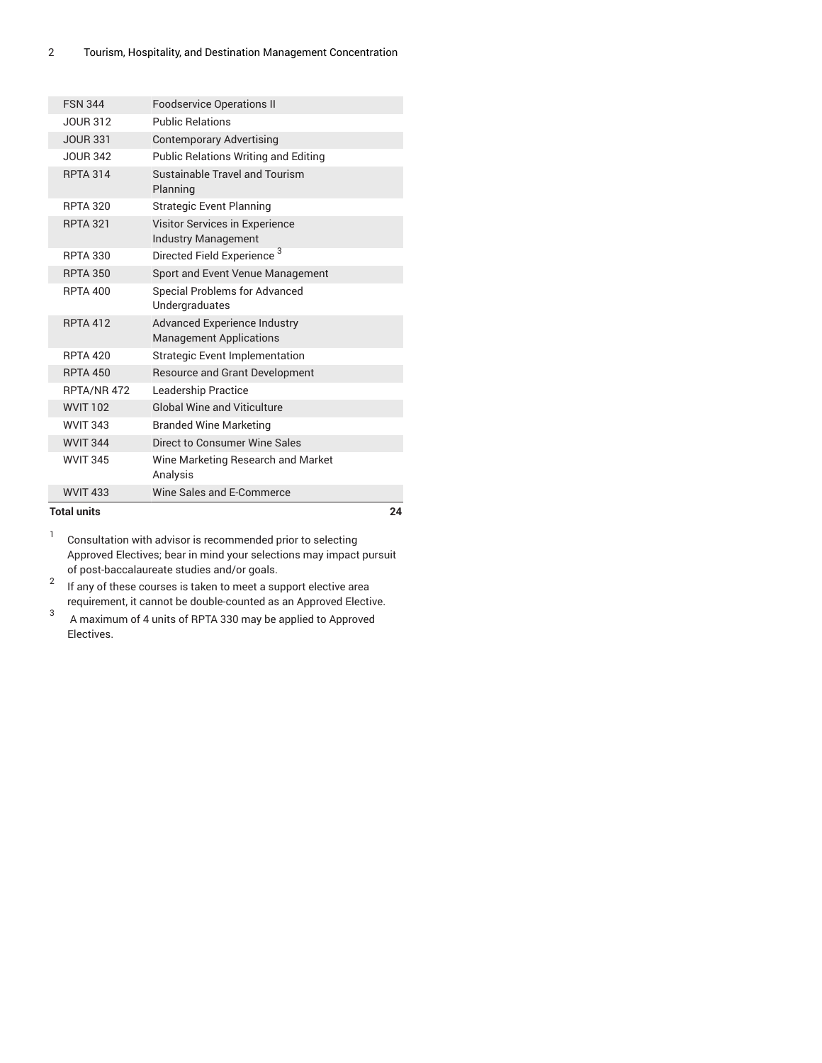| | | |
|---|---|---|
| FSN 344 | Foodservice Operations II | |
| JOUR 312 | Public Relations | |
| JOUR 331 | Contemporary Advertising | |
| JOUR 342 | Public Relations Writing and Editing | |
| RPTA 314 | Sustainable Travel and Tourism Planning | |
| RPTA 320 | Strategic Event Planning | |
| RPTA 321 | Visitor Services in Experience Industry Management | |
| RPTA 330 | Directed Field Experience [3] | |
| RPTA 350 | Sport and Event Venue Management | |
| RPTA 400 | Special Problems for Advanced Undergraduates | |
| RPTA 412 | Advanced Experience Industry Management Applications | |
| RPTA 420 | Strategic Event Implementation | |
| RPTA 450 | Resource and Grant Development | |
| RPTA/NR 472 | Leadership Practice | |
| WVIT 102 | Global Wine and Viticulture | |
| WVIT 343 | Branded Wine Marketing | |
| WVIT 344 | Direct to Consumer Wine Sales | |
| WVIT 345 | Wine Marketing Research and Market Analysis | |
| WVIT 433 | Wine Sales and E-Commerce | |
| **Total units** | | **24** |

[1] Consultation with advisor is recommended prior to selecting Approved Electives; bear in mind your selections may impact pursuit of post-baccalaureate studies and/or goals.

[2] If any of these courses is taken to meet a support elective area requirement, it cannot be double-counted as an Approved Elective.

[3] A maximum of 4 units of RPTA 330 may be applied to Approved Electives.